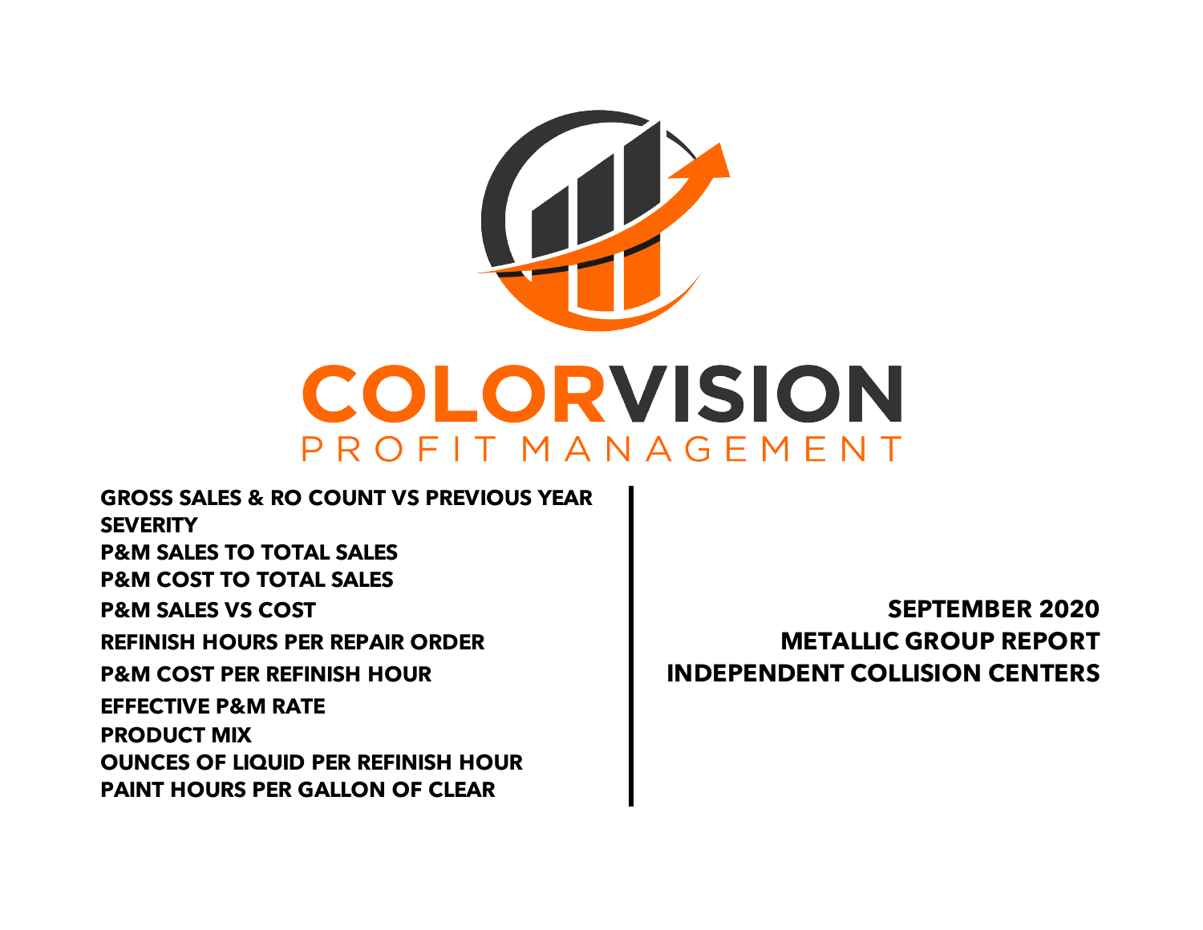# COLORVISION

PROFIT MANAGEMENT

**GROSS SALES & RO COUNT VS PREVIOUS YEAR**
**SEVERITY**
**P&M SALES TO TOTAL SALES**
**P&M COST TO TOTAL SALES**
**P&M SALES VS COST**
**REFINISH HOURS PER REPAIR ORDER**
**P&M COST PER REFINISH HOUR**
**EFFECTIVE P&M RATE**
**PRODUCT MIX**
**OUNCES OF LIQUID PER REFINISH HOUR**
**PAINT HOURS PER GALLON OF CLEAR**

**SEPTEMBER 2020**
**METALLIC GROUP REPORT**
**INDEPENDENT COLLISION CENTERS**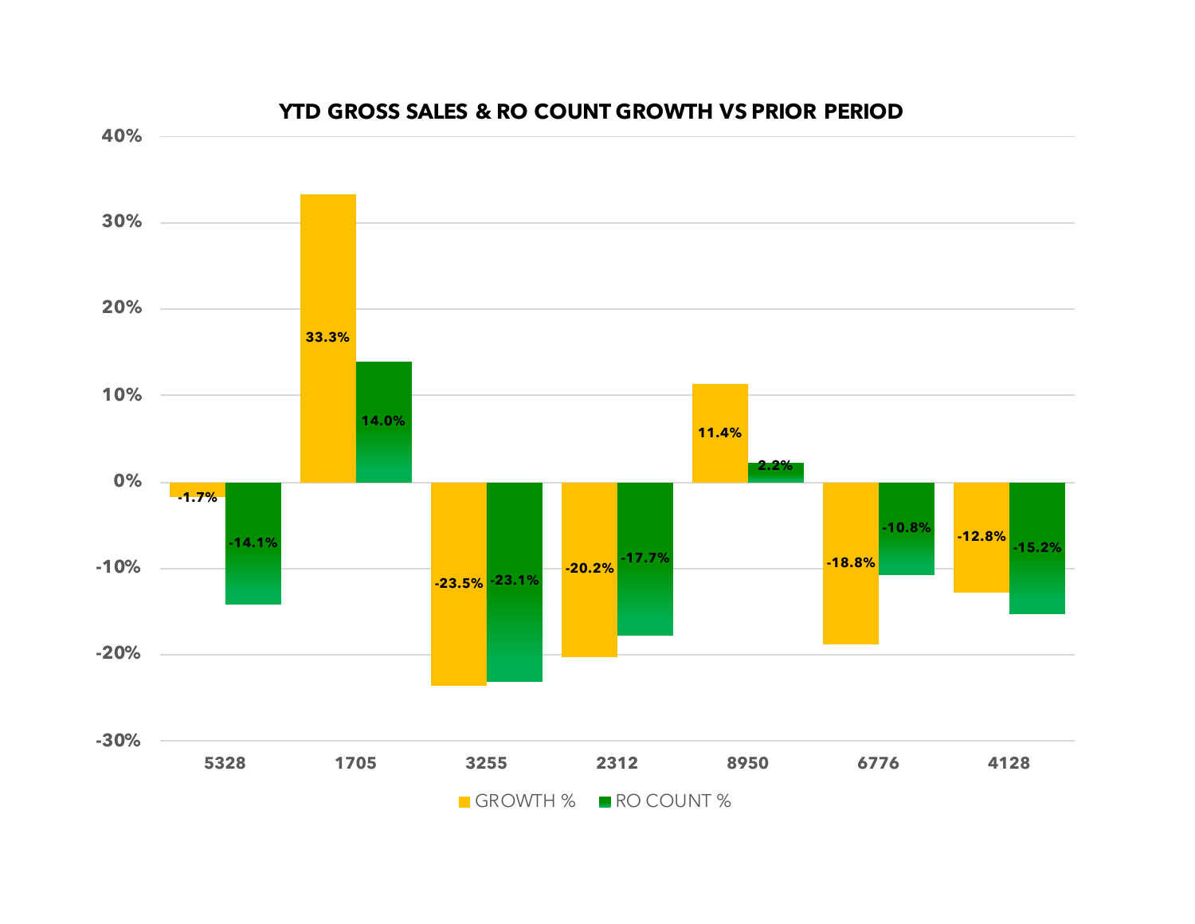## YTD GROSS SALES & RO COUNT GROWTH VS PRIOR PERIOD

| | GROWTH % | RO COUNT % |
|---|---|---|
| 5328 | -1.7% | -14.1% |
| 1705 | 33.3% | 14.0% |
| 3255 | -23.5% | -23.1% |
| 2312 | -20.2% | -17.7% |
| 8950 | 11.4% | 2.2% |
| 6776 | -18.8% | -10.8% |
| 4128 | -12.8% | -15.2% |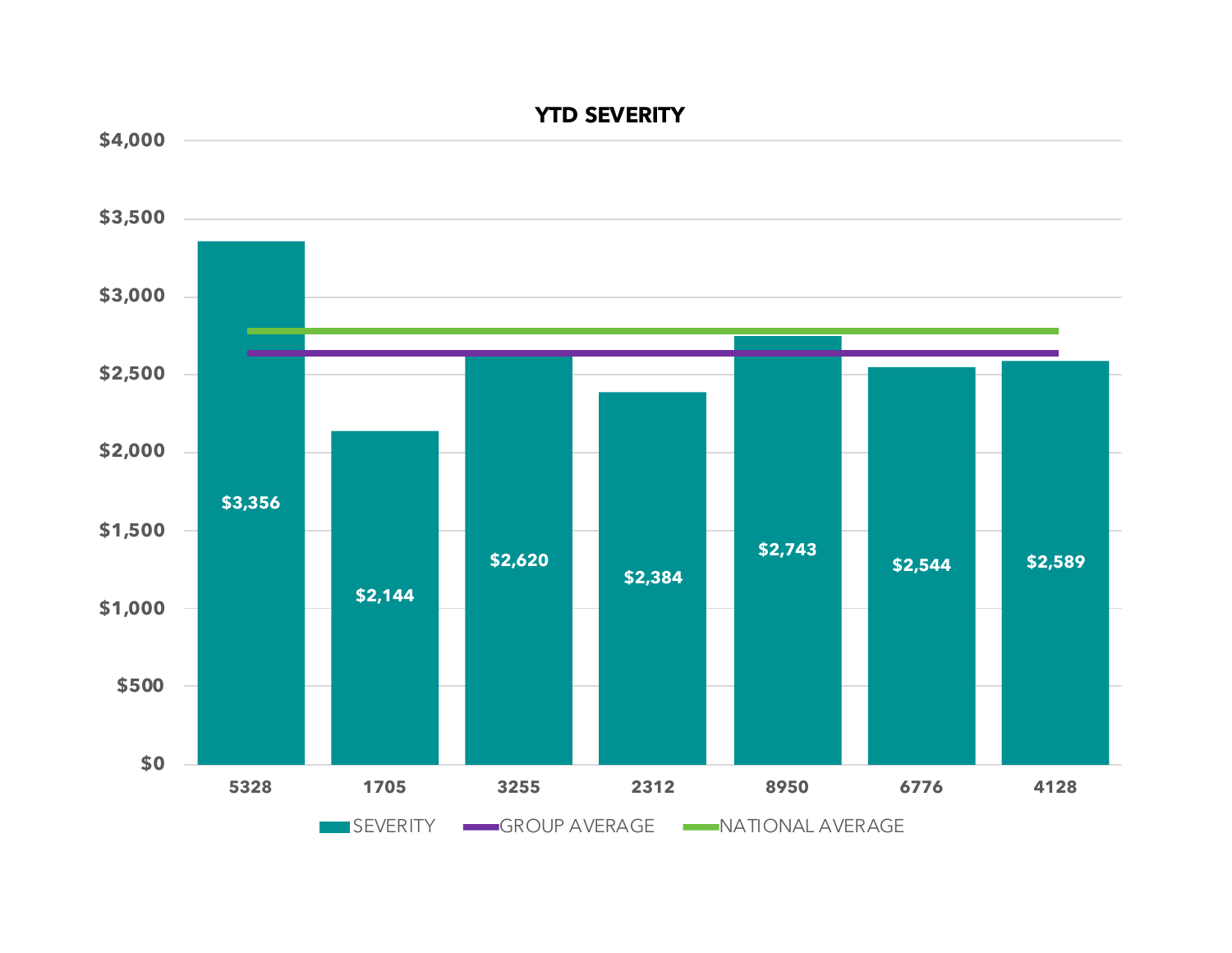**YTD SEVERITY**

| | 5328 | 1705 | 3255 | 2312 | 8950 | 6776 | 4128 |
|---|---|---|---|---|---|---|---|
| SEVERITY | $3,356 | $2,144 | $2,620 | $2,384 | $2,743 | $2,544 | $2,589 |

Legend: SEVERITY, GROUP AVERAGE, NATIONAL AVERAGE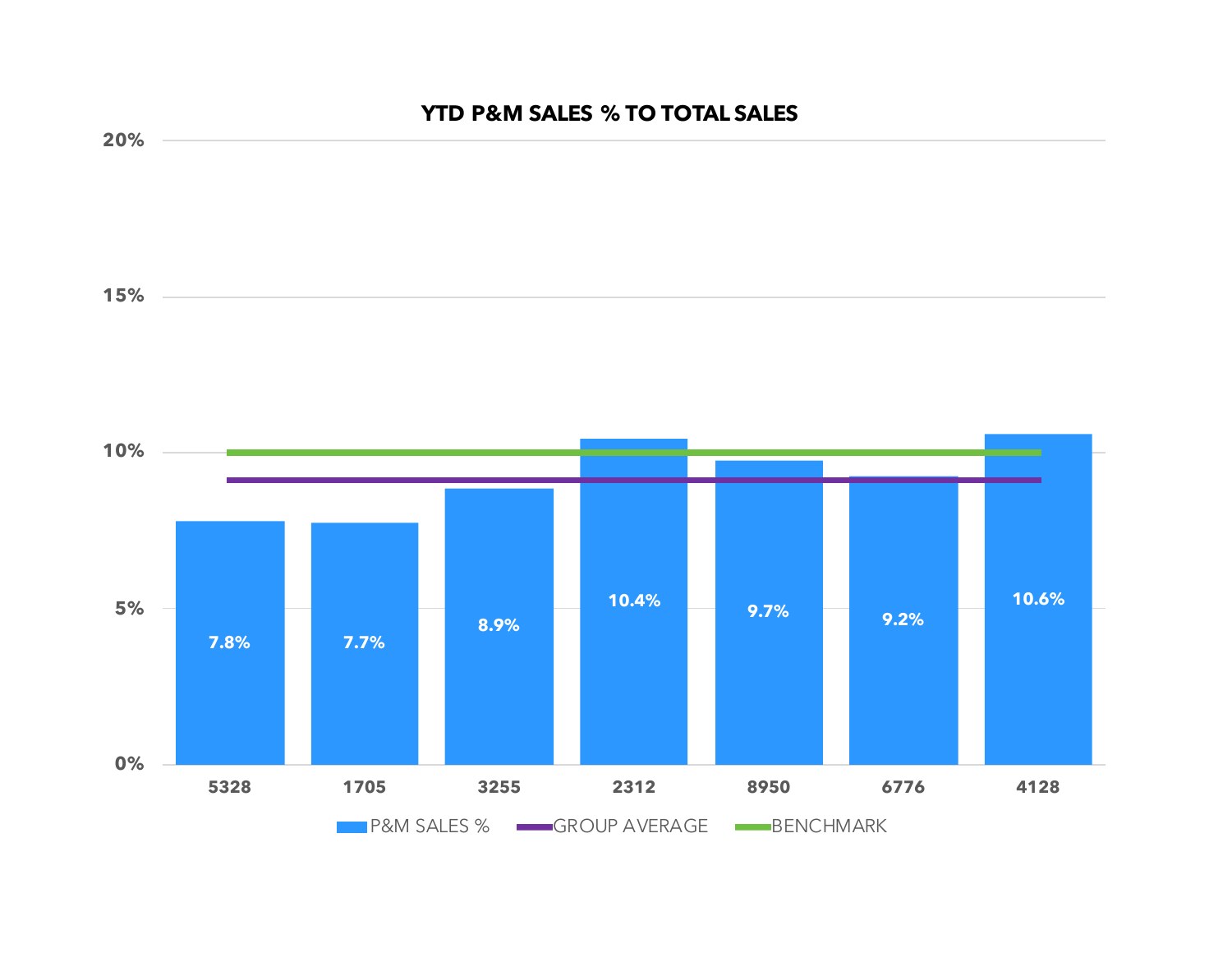## YTD P&M SALES % TO TOTAL SALES

| Store | P&M SALES % |
|---|---|
| 5328 | 7.8% |
| 1705 | 7.7% |
| 3255 | 8.9% |
| 2312 | 10.4% |
| 8950 | 9.7% |
| 6776 | 9.2% |
| 4128 | 10.6% |

Legend: P&M SALES %, GROUP AVERAGE, BENCHMARK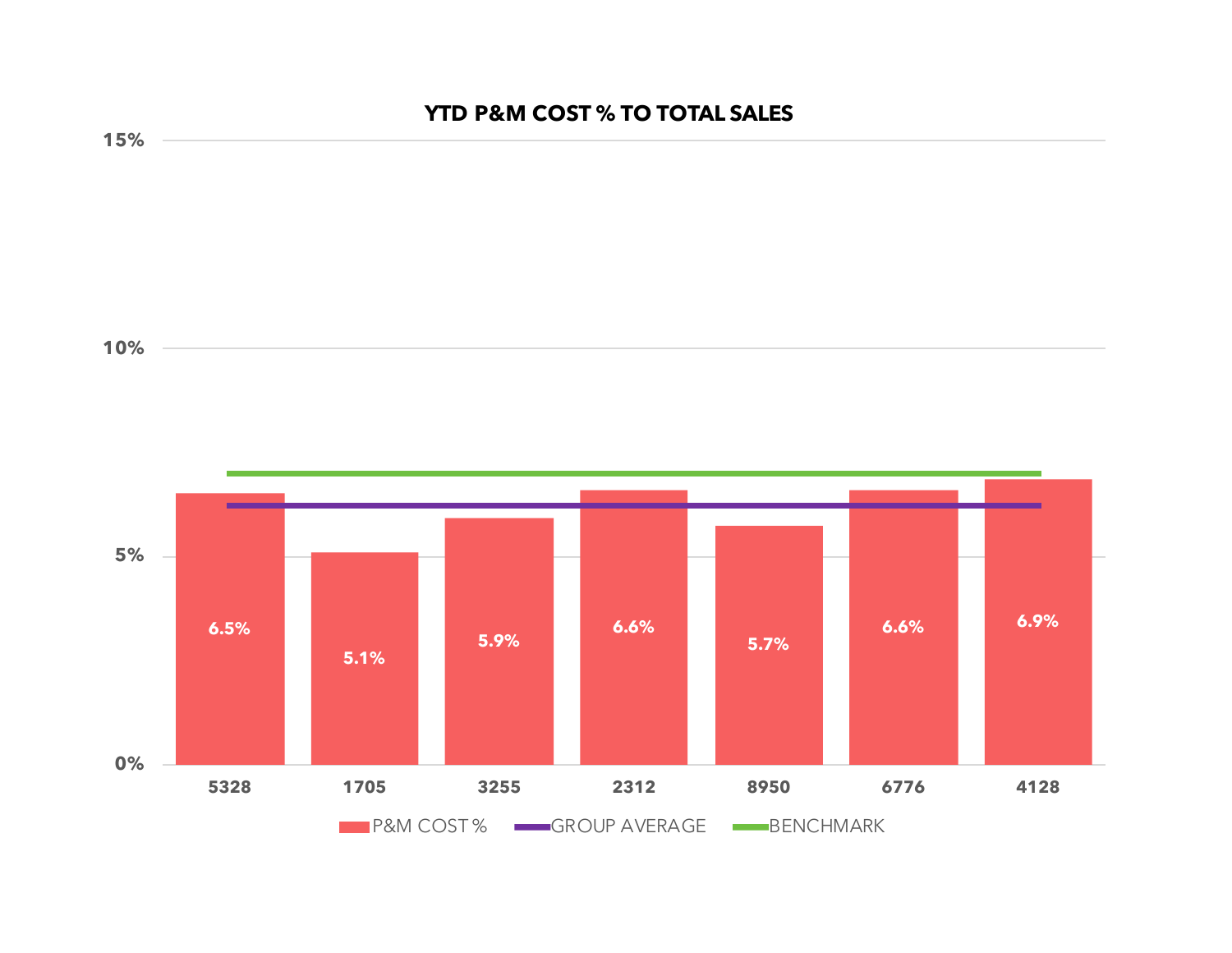## YTD P&M COST % TO TOTAL SALES

| Store | P&M COST % |
|---|---|
| 5328 | 6.5% |
| 1705 | 5.1% |
| 3255 | 5.9% |
| 2312 | 6.6% |
| 8950 | 5.7% |
| 6776 | 6.6% |
| 4128 | 6.9% |

P&M COST % | GROUP AVERAGE | BENCHMARK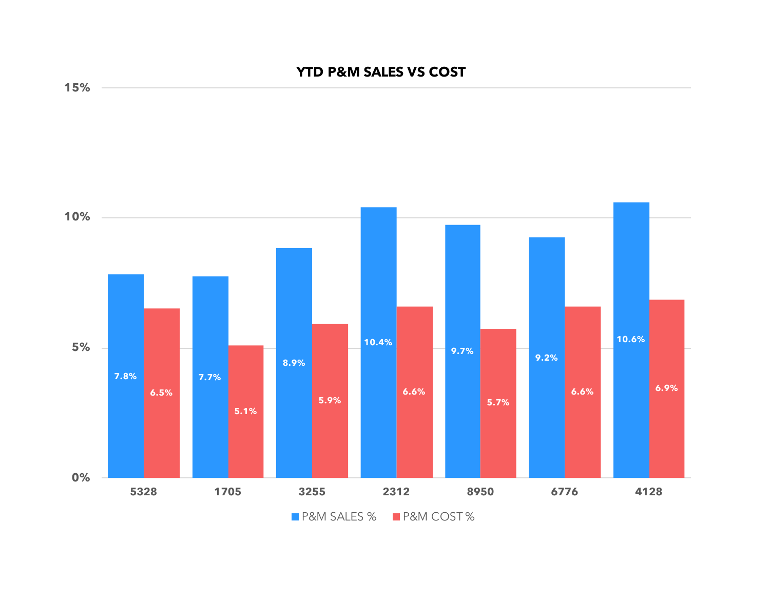## YTD P&M SALES VS COST

| | 5328 | 1705 | 3255 | 2312 | 8950 | 6776 | 4128 |
|---|---|---|---|---|---|---|---|
| P&M SALES % | 7.8% | 7.7% | 8.9% | 10.4% | 9.7% | 9.2% | 10.6% |
| P&M COST % | 6.5% | 5.1% | 5.9% | 6.6% | 5.7% | 6.6% | 6.9% |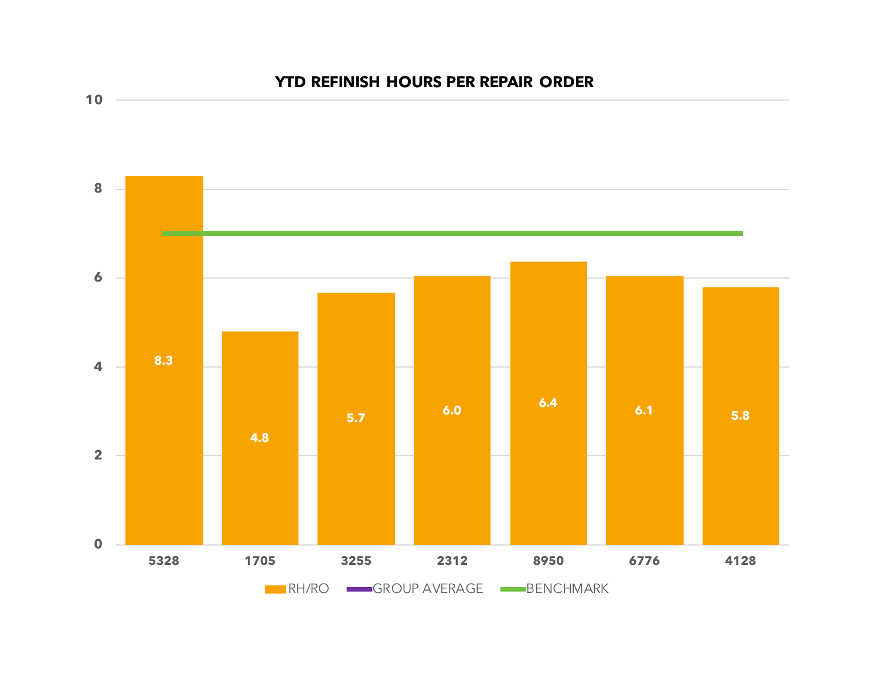## YTD REFINISH HOURS PER REPAIR ORDER

| | 5328 | 1705 | 3255 | 2312 | 8950 | 6776 | 4128 |
|---|---|---|---|---|---|---|---|
| RH/RO | 8.3 | 4.8 | 5.7 | 6.0 | 6.4 | 6.1 | 5.8 |

Legend: RH/RO, GROUP AVERAGE, BENCHMARK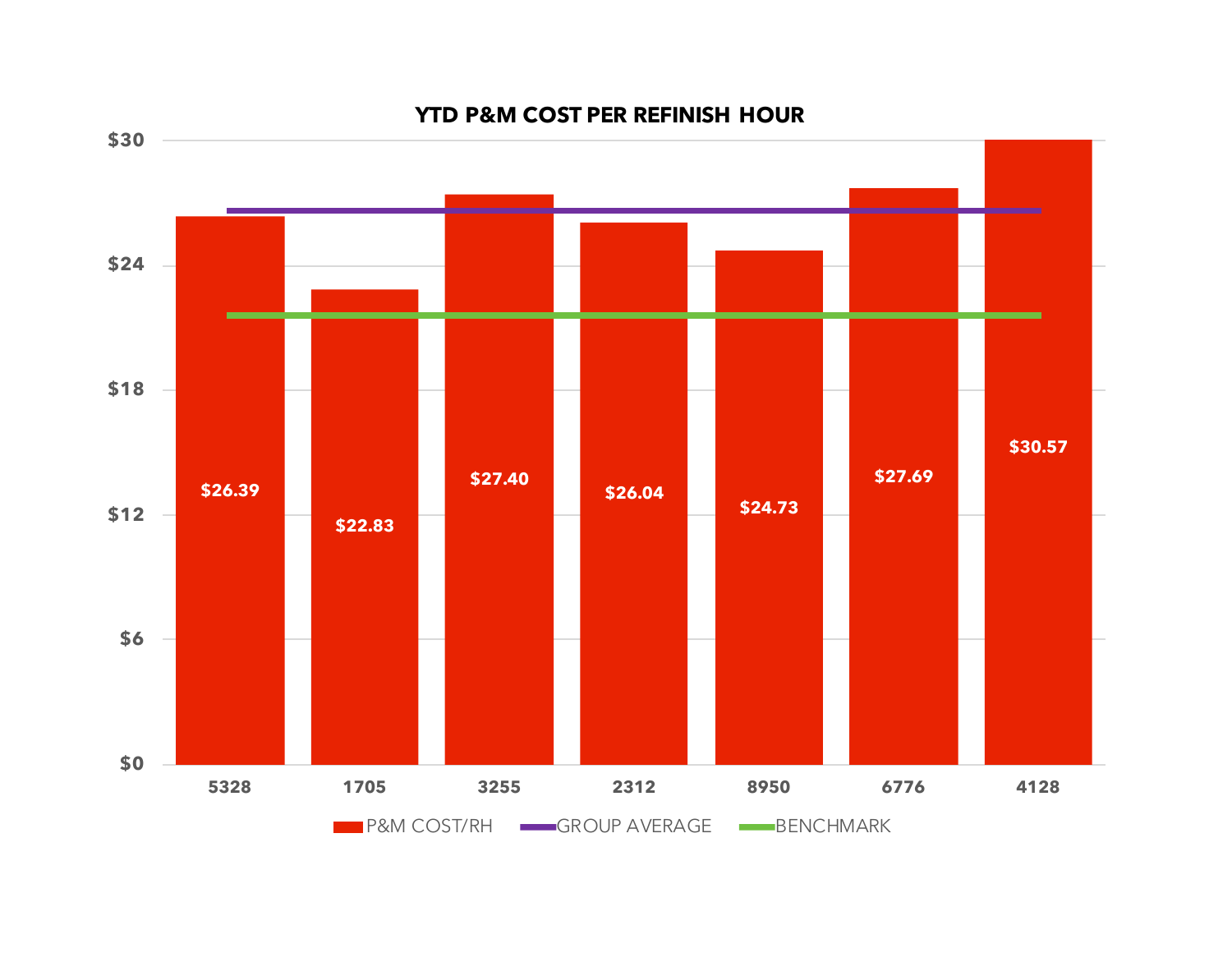## YTD P&M COST PER REFINISH HOUR

| | P&M COST/RH |
|---|---|
| 5328 | $26.39 |
| 1705 | $22.83 |
| 3255 | $27.40 |
| 2312 | $26.04 |
| 8950 | $24.73 |
| 6776 | $27.69 |
| 4128 | $30.57 |

P&M COST/RH — GROUP AVERAGE — BENCHMARK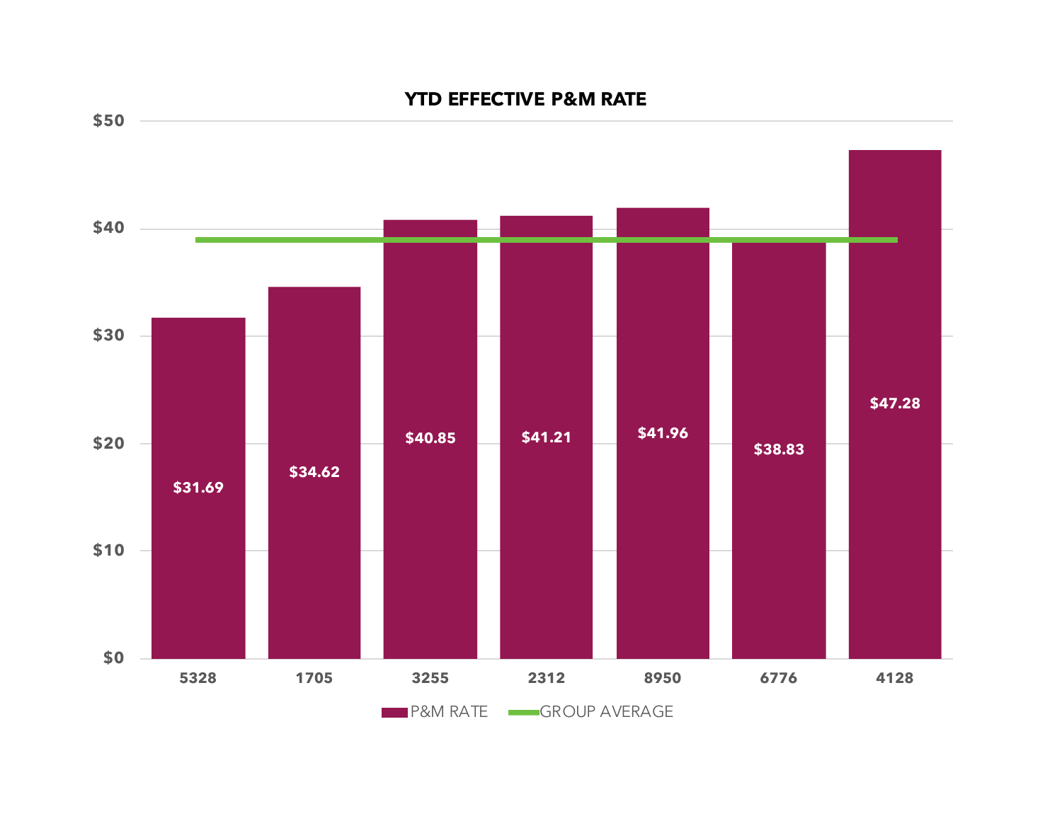## YTD EFFECTIVE P&M RATE

| | P&M RATE |
|---|---|
| 5328 | $31.69 |
| 1705 | $34.62 |
| 3255 | $40.85 |
| 2312 | $41.21 |
| 8950 | $41.96 |
| 6776 | $38.83 |
| 4128 | $47.28 |

P&M RATE — GROUP AVERAGE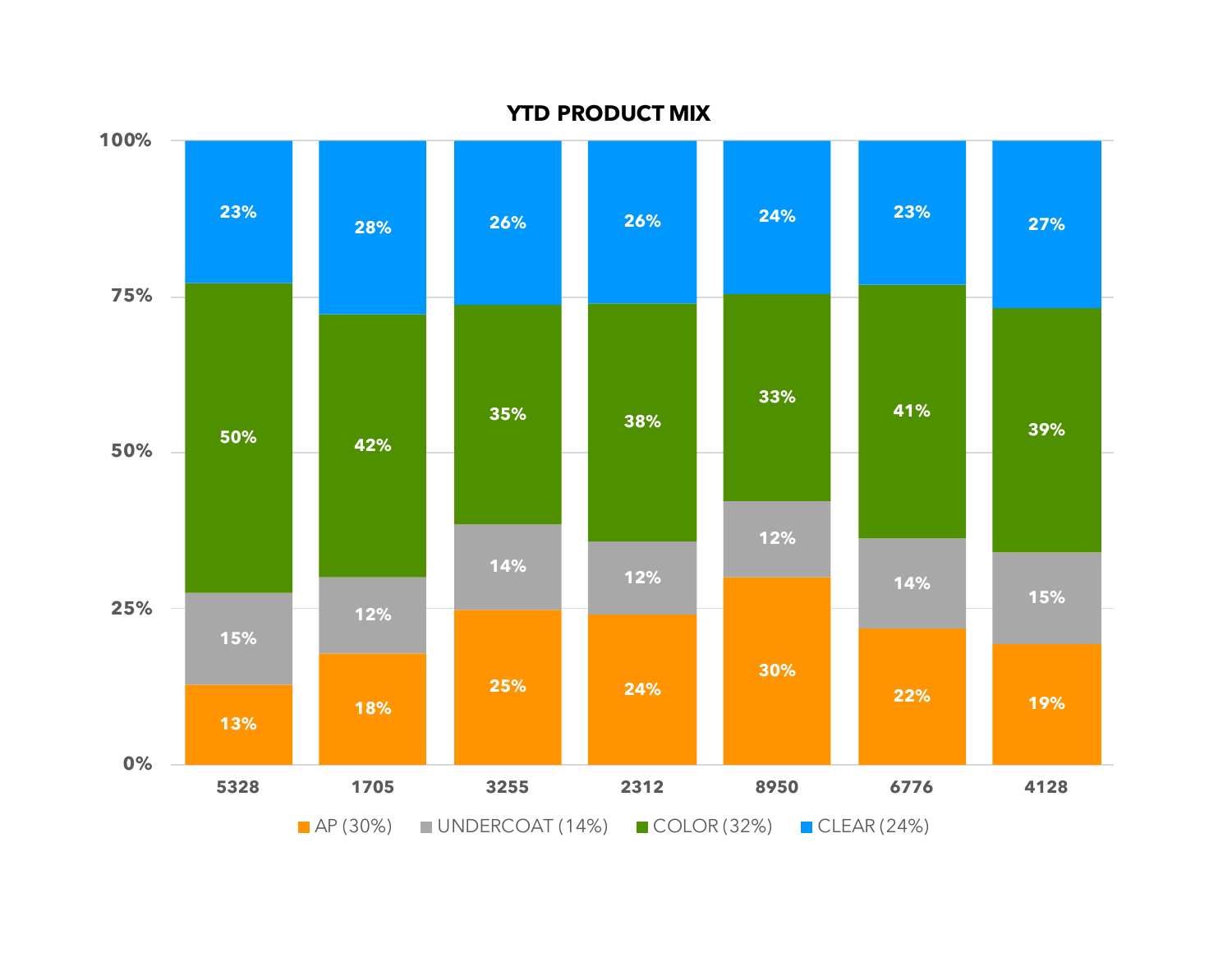# YTD PRODUCT MIX

| | 5328 | 1705 | 3255 | 2312 | 8950 | 6776 | 4128 |
|---|---|---|---|---|---|---|---|
| CLEAR (24%) | 23% | 28% | 26% | 26% | 24% | 23% | 27% |
| COLOR (32%) | 50% | 42% | 35% | 38% | 33% | 41% | 39% |
| UNDERCOAT (14%) | 15% | 12% | 14% | 12% | 12% | 14% | 15% |
| AP (30%) | 13% | 18% | 25% | 24% | 30% | 22% | 19% |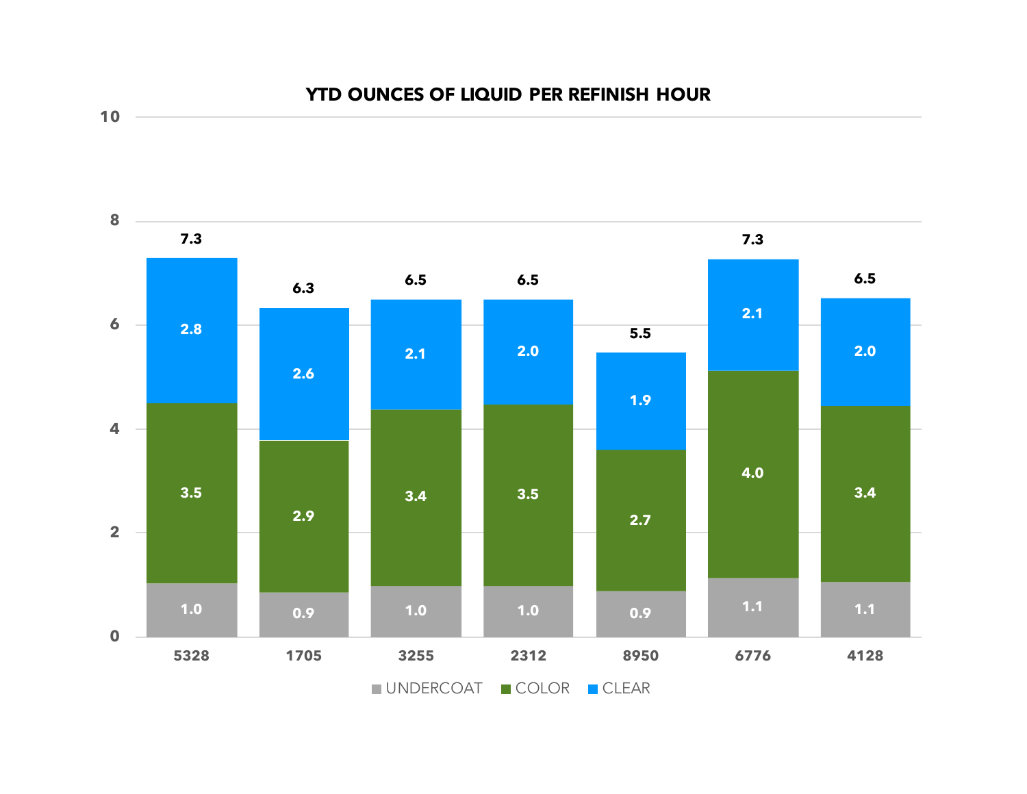**YTD OUNCES OF LIQUID PER REFINISH HOUR**

| | 5328 | 1705 | 3255 | 2312 | 8950 | 6776 | 4128 |
|---|---|---|---|---|---|---|---|
| UNDERCOAT | 1.0 | 0.9 | 1.0 | 1.0 | 0.9 | 1.1 | 1.1 |
| COLOR | 3.5 | 2.9 | 3.4 | 3.5 | 2.7 | 4.0 | 3.4 |
| CLEAR | 2.8 | 2.6 | 2.1 | 2.0 | 1.9 | 2.1 | 2.0 |
| Total | 7.3 | 6.3 | 6.5 | 6.5 | 5.5 | 7.3 | 6.5 |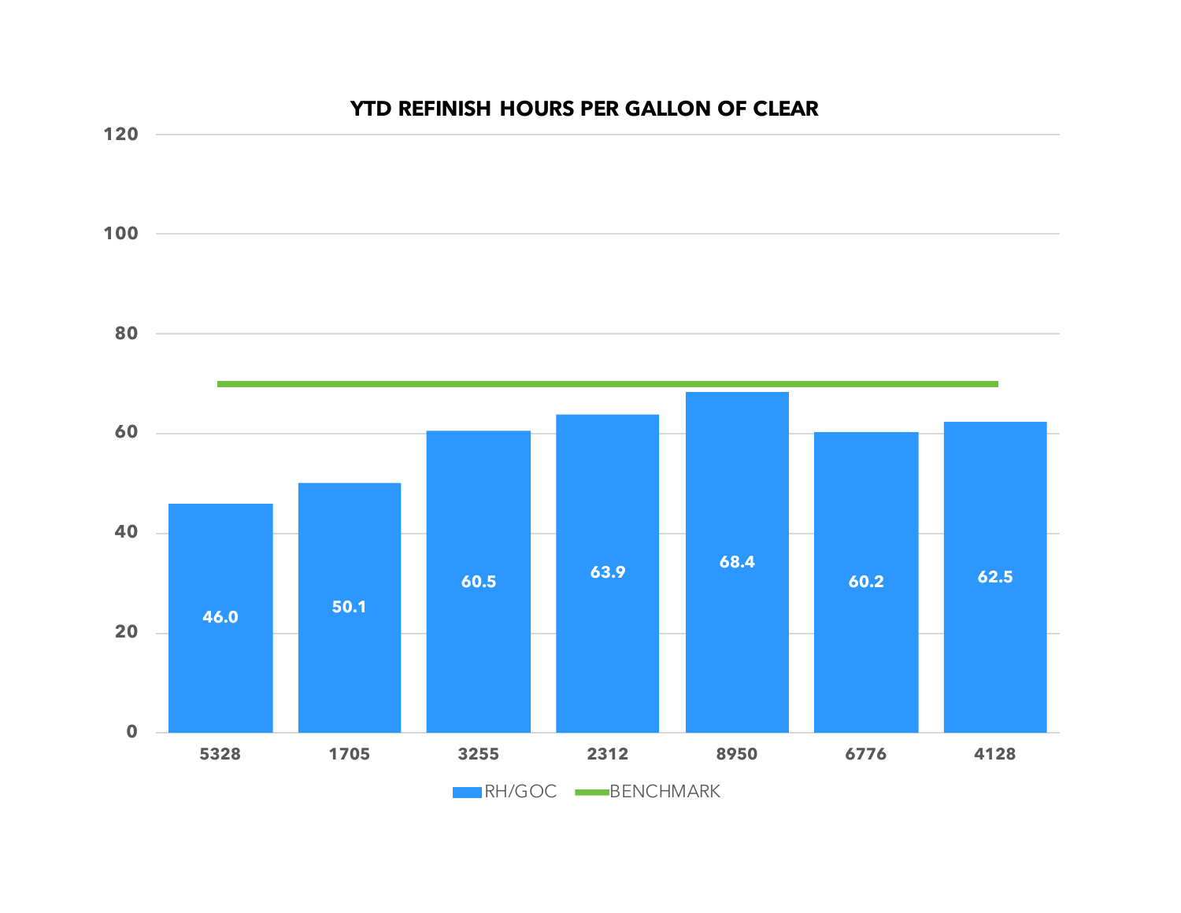YTD REFINISH HOURS PER GALLON OF CLEAR

120
100
80
60
40
20
0

46.0
50.1
60.5
63.9
68.4
60.2
62.5

5328
1705
3255
2312
8950
6776
4128

RH/GOC
BENCHMARK